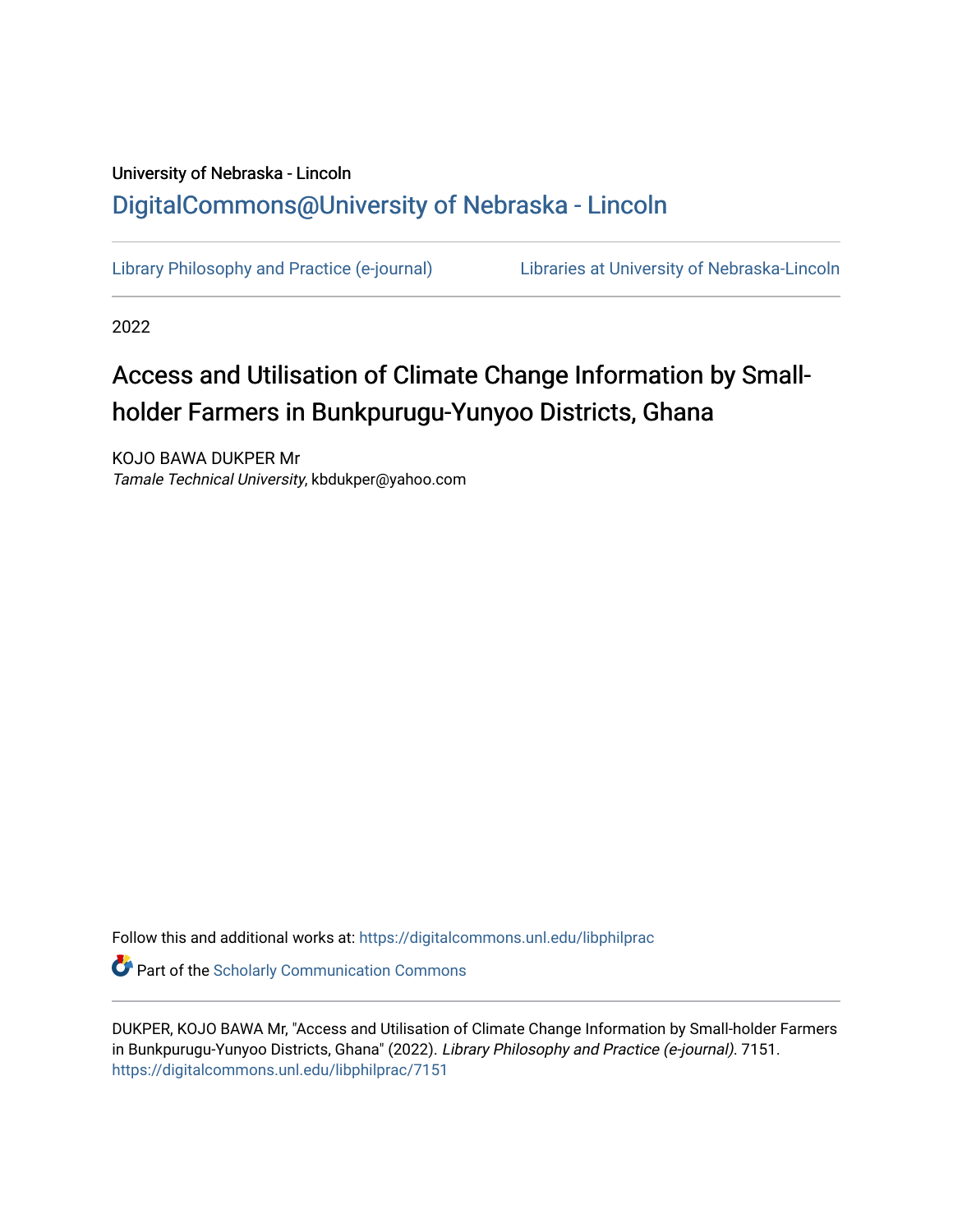University of Nebraska - Lincoln

DigitalCommons@University of Nebraska - Lincoln

Library Philosophy and Practice (e-journal)

Libraries at University of Nebraska-Lincoln

2022

# Access and Utilisation of Climate Change Information by Small-holder Farmers in Bunkpurugu-Yunyoo Districts, Ghana

KOJO BAWA DUKPER Mr
*Tamale Technical University*, kbdukper@yahoo.com

Follow this and additional works at: https://digitalcommons.unl.edu/libphilprac

Part of the Scholarly Communication Commons

DUKPER, KOJO BAWA Mr, "Access and Utilisation of Climate Change Information by Small-holder Farmers in Bunkpurugu-Yunyoo Districts, Ghana" (2022). *Library Philosophy and Practice (e-journal)*. 7151.
https://digitalcommons.unl.edu/libphilprac/7151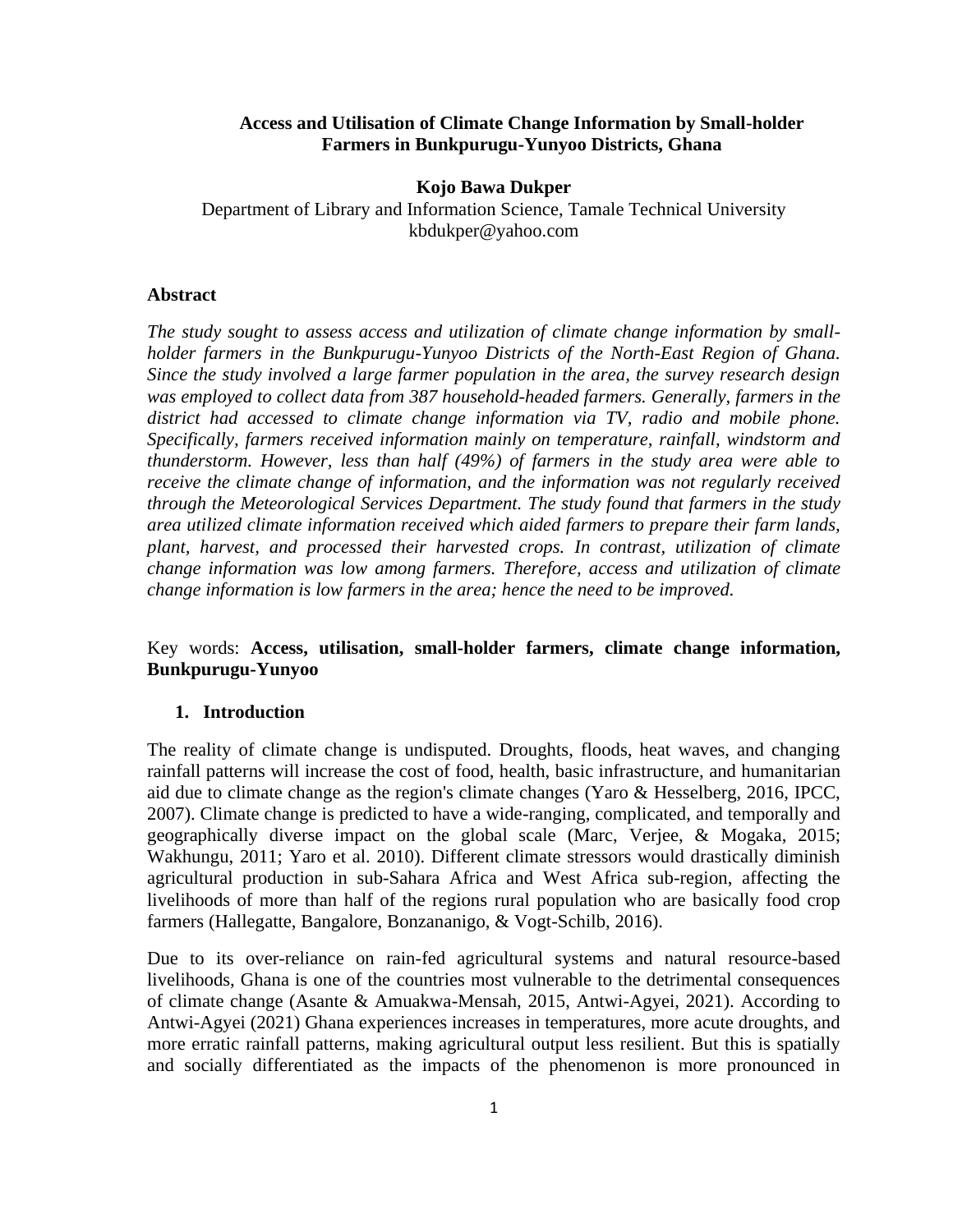**Access and Utilisation of Climate Change Information by Small-holder Farmers in Bunkpurugu-Yunyoo Districts, Ghana**

**Kojo Bawa Dukper**

Department of Library and Information Science, Tamale Technical University

kbdukper@yahoo.com

**Abstract**

*The study sought to assess access and utilization of climate change information by small-holder farmers in the Bunkpurugu-Yunyoo Districts of the North-East Region of Ghana. Since the study involved a large farmer population in the area, the survey research design was employed to collect data from 387 household-headed farmers. Generally, farmers in the district had accessed to climate change information via TV, radio and mobile phone. Specifically, farmers received information mainly on temperature, rainfall, windstorm and thunderstorm. However, less than half (49%) of farmers in the study area were able to receive the climate change of information, and the information was not regularly received through the Meteorological Services Department. The study found that farmers in the study area utilized climate information received which aided farmers to prepare their farm lands, plant, harvest, and processed their harvested crops. In contrast, utilization of climate change information was low among farmers. Therefore, access and utilization of climate change information is low farmers in the area; hence the need to be improved.*

Key words: **Access, utilisation, small-holder farmers, climate change information, Bunkpurugu-Yunyoo**

## 1. Introduction

The reality of climate change is undisputed. Droughts, floods, heat waves, and changing rainfall patterns will increase the cost of food, health, basic infrastructure, and humanitarian aid due to climate change as the region's climate changes (Yaro & Hesselberg, 2016, IPCC, 2007). Climate change is predicted to have a wide-ranging, complicated, and temporally and geographically diverse impact on the global scale (Marc, Verjee, & Mogaka, 2015; Wakhungu, 2011; Yaro et al. 2010). Different climate stressors would drastically diminish agricultural production in sub-Sahara Africa and West Africa sub-region, affecting the livelihoods of more than half of the regions rural population who are basically food crop farmers (Hallegatte, Bangalore, Bonzananigo, & Vogt-Schilb, 2016).

Due to its over-reliance on rain-fed agricultural systems and natural resource-based livelihoods, Ghana is one of the countries most vulnerable to the detrimental consequences of climate change (Asante & Amuakwa-Mensah, 2015, Antwi-Agyei, 2021). According to Antwi-Agyei (2021) Ghana experiences increases in temperatures, more acute droughts, and more erratic rainfall patterns, making agricultural output less resilient. But this is spatially and socially differentiated as the impacts of the phenomenon is more pronounced in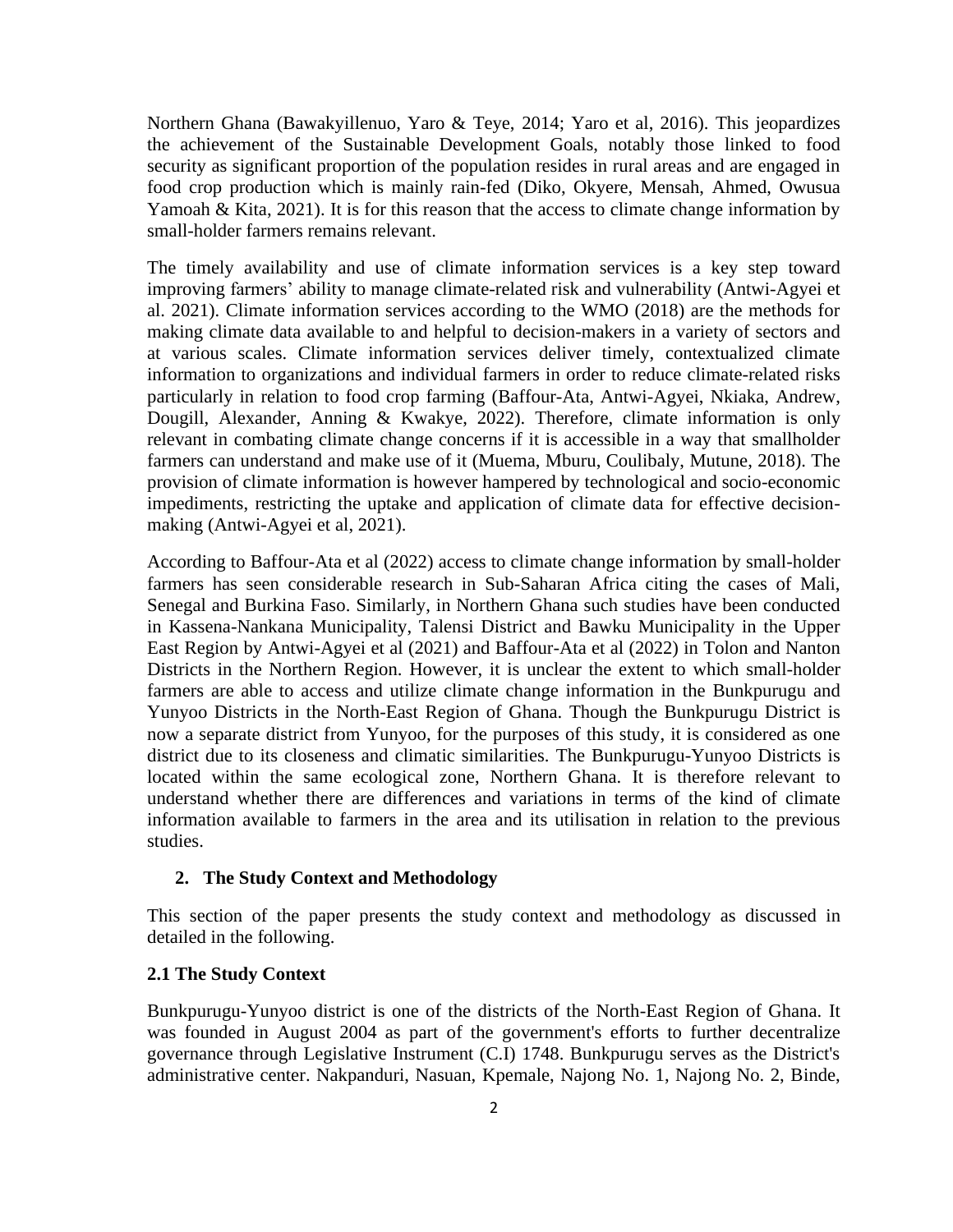Northern Ghana (Bawakyillenuo, Yaro & Teye, 2014; Yaro et al, 2016). This jeopardizes the achievement of the Sustainable Development Goals, notably those linked to food security as significant proportion of the population resides in rural areas and are engaged in food crop production which is mainly rain-fed (Diko, Okyere, Mensah, Ahmed, Owusua Yamoah & Kita, 2021). It is for this reason that the access to climate change information by small-holder farmers remains relevant.

The timely availability and use of climate information services is a key step toward improving farmers' ability to manage climate-related risk and vulnerability (Antwi-Agyei et al. 2021). Climate information services according to the WMO (2018) are the methods for making climate data available to and helpful to decision-makers in a variety of sectors and at various scales. Climate information services deliver timely, contextualized climate information to organizations and individual farmers in order to reduce climate-related risks particularly in relation to food crop farming (Baffour-Ata, Antwi-Agyei, Nkiaka, Andrew, Dougill, Alexander, Anning & Kwakye, 2022). Therefore, climate information is only relevant in combating climate change concerns if it is accessible in a way that smallholder farmers can understand and make use of it (Muema, Mburu, Coulibaly, Mutune, 2018). The provision of climate information is however hampered by technological and socio-economic impediments, restricting the uptake and application of climate data for effective decision-making (Antwi-Agyei et al, 2021).

According to Baffour-Ata et al (2022) access to climate change information by small-holder farmers has seen considerable research in Sub-Saharan Africa citing the cases of Mali, Senegal and Burkina Faso. Similarly, in Northern Ghana such studies have been conducted in Kassena-Nankana Municipality, Talensi District and Bawku Municipality in the Upper East Region by Antwi-Agyei et al (2021) and Baffour-Ata et al (2022) in Tolon and Nanton Districts in the Northern Region. However, it is unclear the extent to which small-holder farmers are able to access and utilize climate change information in the Bunkpurugu and Yunyoo Districts in the North-East Region of Ghana. Though the Bunkpurugu District is now a separate district from Yunyoo, for the purposes of this study, it is considered as one district due to its closeness and climatic similarities. The Bunkpurugu-Yunyoo Districts is located within the same ecological zone, Northern Ghana. It is therefore relevant to understand whether there are differences and variations in terms of the kind of climate information available to farmers in the area and its utilisation in relation to the previous studies.

## 2. The Study Context and Methodology

This section of the paper presents the study context and methodology as discussed in detailed in the following.

### 2.1 The Study Context

Bunkpurugu-Yunyoo district is one of the districts of the North-East Region of Ghana. It was founded in August 2004 as part of the government's efforts to further decentralize governance through Legislative Instrument (C.I) 1748. Bunkpurugu serves as the District's administrative center. Nakpanduri, Nasuan, Kpemale, Najong No. 1, Najong No. 2, Binde,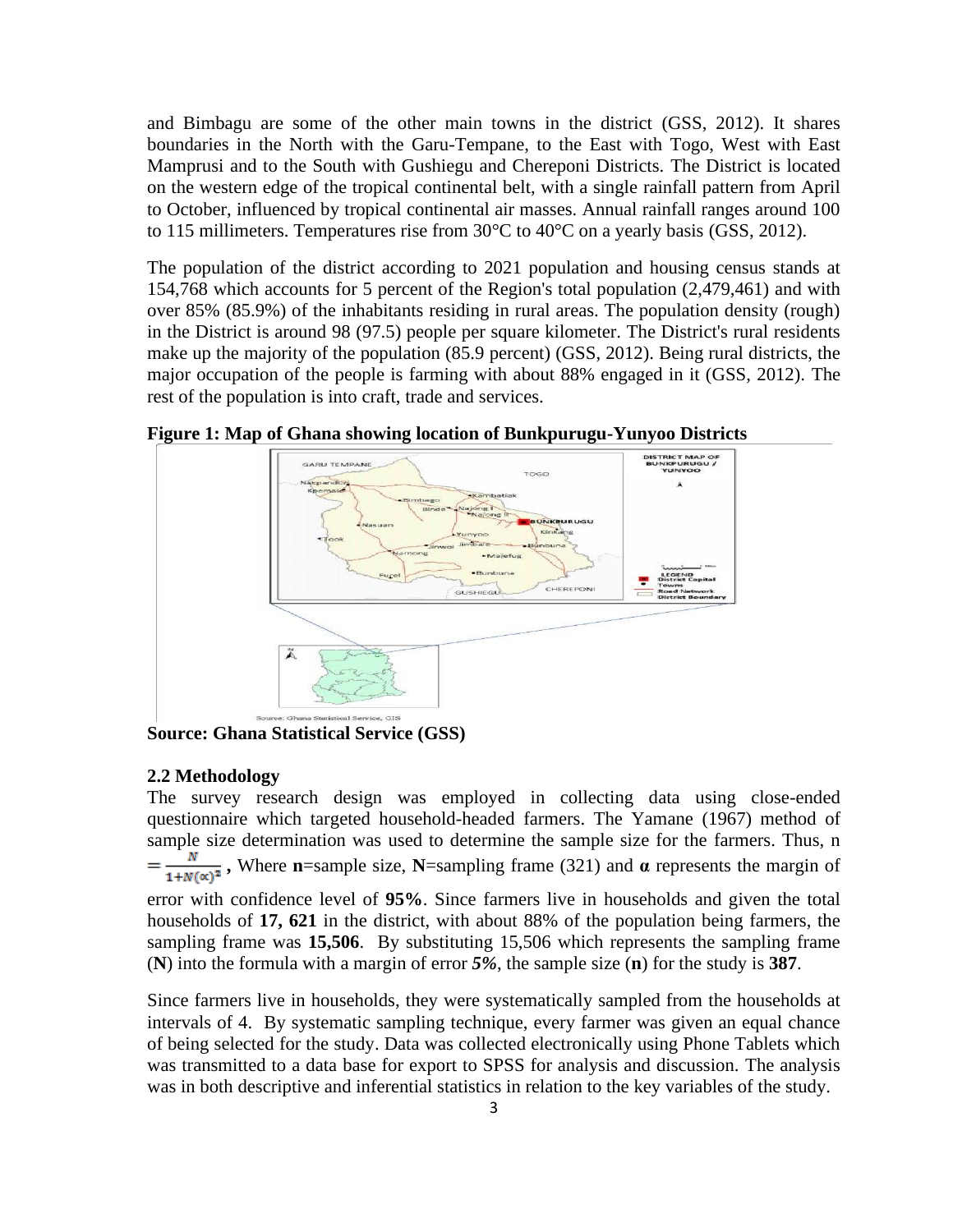and Bimbagu are some of the other main towns in the district (GSS, 2012). It shares boundaries in the North with the Garu-Tempane, to the East with Togo, West with East Mamprusi and to the South with Gushiegu and Chereponi Districts. The District is located on the western edge of the tropical continental belt, with a single rainfall pattern from April to October, influenced by tropical continental air masses. Annual rainfall ranges around 100 to 115 millimeters. Temperatures rise from 30°C to 40°C on a yearly basis (GSS, 2012).

The population of the district according to 2021 population and housing census stands at 154,768 which accounts for 5 percent of the Region's total population (2,479,461) and with over 85% (85.9%) of the inhabitants residing in rural areas. The population density (rough) in the District is around 98 (97.5) people per square kilometer. The District's rural residents make up the majority of the population (85.9 percent) (GSS, 2012). Being rural districts, the major occupation of the people is farming with about 88% engaged in it (GSS, 2012). The rest of the population is into craft, trade and services.

**Figure 1: Map of Ghana showing location of Bunkpurugu-Yunyoo Districts**

**Source: Ghana Statistical Service (GSS)**

### 2.2 Methodology

The survey research design was employed in collecting data using close-ended questionnaire which targeted household-headed farmers. The Yamane (1967) method of sample size determination was used to determine the sample size for the farmers. Thus, $n = \frac{N}{1+N(\alpha)^2}$ , Where **n**=sample size, **N**=sampling frame (321) and **α** represents the margin of error with confidence level of **95%**. Since farmers live in households and given the total households of **17, 621** in the district, with about 88% of the population being farmers, the sampling frame was **15,506**. By substituting 15,506 which represents the sampling frame (**N**) into the formula with a margin of error ***5%***, the sample size (**n**) for the study is **387**.

Since farmers live in households, they were systematically sampled from the households at intervals of 4. By systematic sampling technique, every farmer was given an equal chance of being selected for the study. Data was collected electronically using Phone Tablets which was transmitted to a data base for export to SPSS for analysis and discussion. The analysis was in both descriptive and inferential statistics in relation to the key variables of the study.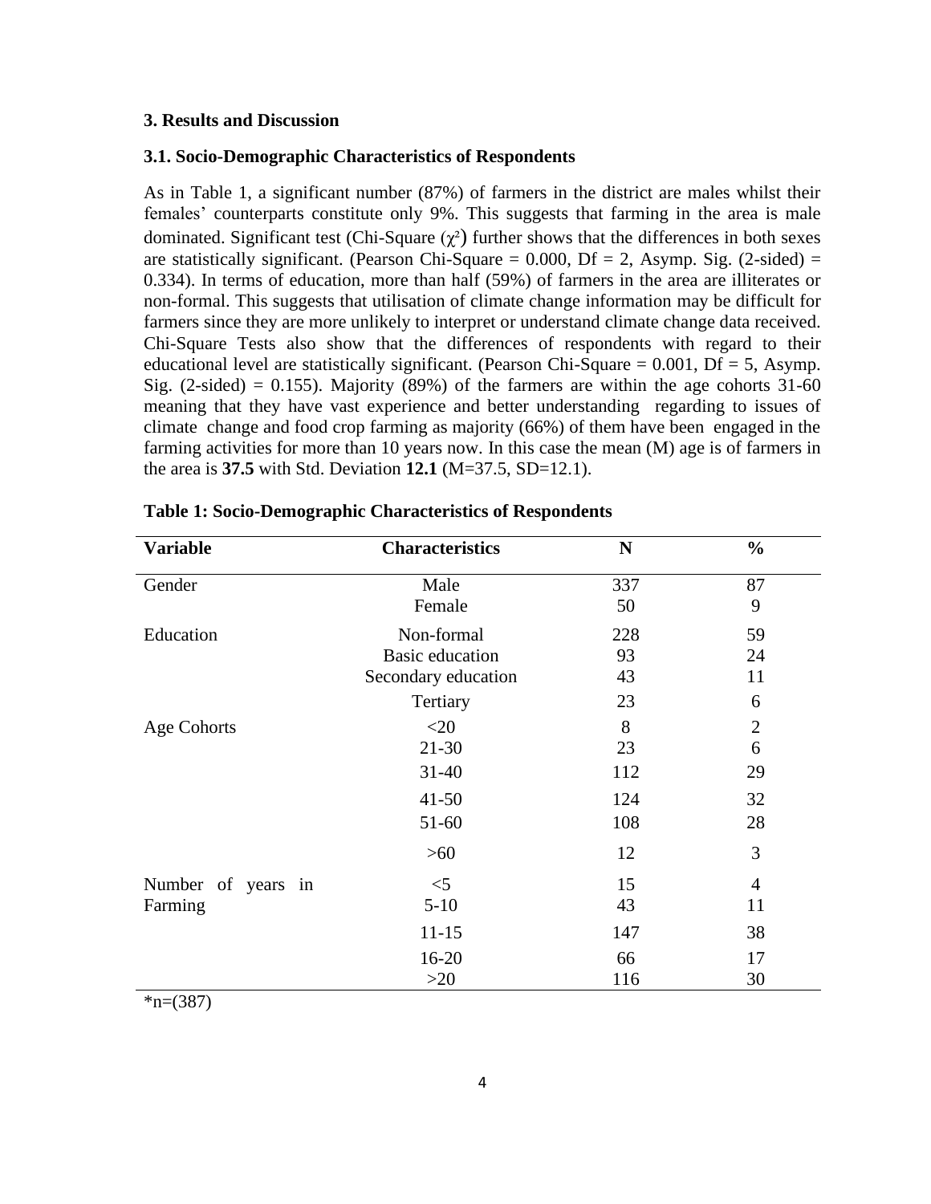### 3. Results and Discussion

### 3.1. Socio-Demographic Characteristics of Respondents

As in Table 1, a significant number (87%) of farmers in the district are males whilst their females' counterparts constitute only 9%. This suggests that farming in the area is male dominated. Significant test (Chi-Square ($\chi^2$) further shows that the differences in both sexes are statistically significant. (Pearson Chi-Square = 0.000, Df = 2, Asymp. Sig. (2-sided) = 0.334). In terms of education, more than half (59%) of farmers in the area are illiterates or non-formal. This suggests that utilisation of climate change information may be difficult for farmers since they are more unlikely to interpret or understand climate change data received. Chi-Square Tests also show that the differences of respondents with regard to their educational level are statistically significant. (Pearson Chi-Square = 0.001, Df = 5, Asymp. Sig. (2-sided) = 0.155). Majority (89%) of the farmers are within the age cohorts 31-60 meaning that they have vast experience and better understanding regarding to issues of climate change and food crop farming as majority (66%) of them have been engaged in the farming activities for more than 10 years now. In this case the mean (M) age is of farmers in the area is **37.5** with Std. Deviation **12.1** (M=37.5, SD=12.1).

**Table 1: Socio-Demographic Characteristics of Respondents**

| Variable | Characteristics | N | % |
|---|---|---|---|
| Gender | Male | 337 | 87 |
| | Female | 50 | 9 |
| Education | Non-formal | 228 | 59 |
| | Basic education | 93 | 24 |
| | Secondary education | 43 | 11 |
| | Tertiary | 23 | 6 |
| Age Cohorts | <20 | 8 | 2 |
| | 21-30 | 23 | 6 |
| | 31-40 | 112 | 29 |
| | 41-50 | 124 | 32 |
| | 51-60 | 108 | 28 |
| | >60 | 12 | 3 |
| Number of years in Farming | <5 | 15 | 4 |
| | 5-10 | 43 | 11 |
| | 11-15 | 147 | 38 |
| | 16-20 | 66 | 17 |
| | >20 | 116 | 30 |

*n=(387)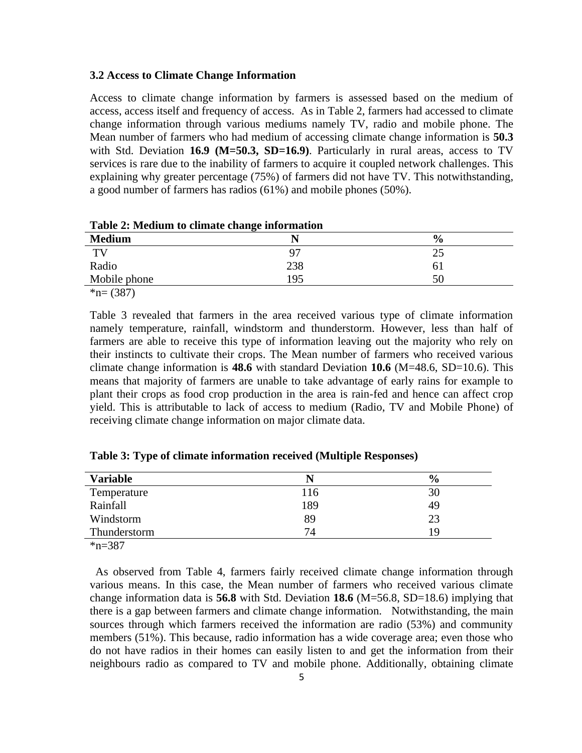### 3.2 Access to Climate Change Information

Access to climate change information by farmers is assessed based on the medium of access, access itself and frequency of access. As in Table 2, farmers had accessed to climate change information through various mediums namely TV, radio and mobile phone. The Mean number of farmers who had medium of accessing climate change information is **50.3** with Std. Deviation **16.9 (M=50.3, SD=16.9)**. Particularly in rural areas, access to TV services is rare due to the inability of farmers to acquire it coupled network challenges. This explaining why greater percentage (75%) of farmers did not have TV. This notwithstanding, a good number of farmers has radios (61%) and mobile phones (50%).

**Table 2: Medium to climate change information**

| Medium | N | % |
|---|---|---|
| TV | 97 | 25 |
| Radio | 238 | 61 |
| Mobile phone | 195 | 50 |

*n= (387)

Table 3 revealed that farmers in the area received various type of climate information namely temperature, rainfall, windstorm and thunderstorm. However, less than half of farmers are able to receive this type of information leaving out the majority who rely on their instincts to cultivate their crops. The Mean number of farmers who received various climate change information is **48.6** with standard Deviation **10.6** (M=48.6, SD=10.6). This means that majority of farmers are unable to take advantage of early rains for example to plant their crops as food crop production in the area is rain-fed and hence can affect crop yield. This is attributable to lack of access to medium (Radio, TV and Mobile Phone) of receiving climate change information on major climate data.

**Table 3: Type of climate information received (Multiple Responses)**

| Variable | N | % |
|---|---|---|
| Temperature | 116 | 30 |
| Rainfall | 189 | 49 |
| Windstorm | 89 | 23 |
| Thunderstorm | 74 | 19 |

*n=387

As observed from Table 4, farmers fairly received climate change information through various means. In this case, the Mean number of farmers who received various climate change information data is **56.8** with Std. Deviation **18.6** (M=56.8, SD=18.6) implying that there is a gap between farmers and climate change information. Notwithstanding, the main sources through which farmers received the information are radio (53%) and community members (51%). This because, radio information has a wide coverage area; even those who do not have radios in their homes can easily listen to and get the information from their neighbours radio as compared to TV and mobile phone. Additionally, obtaining climate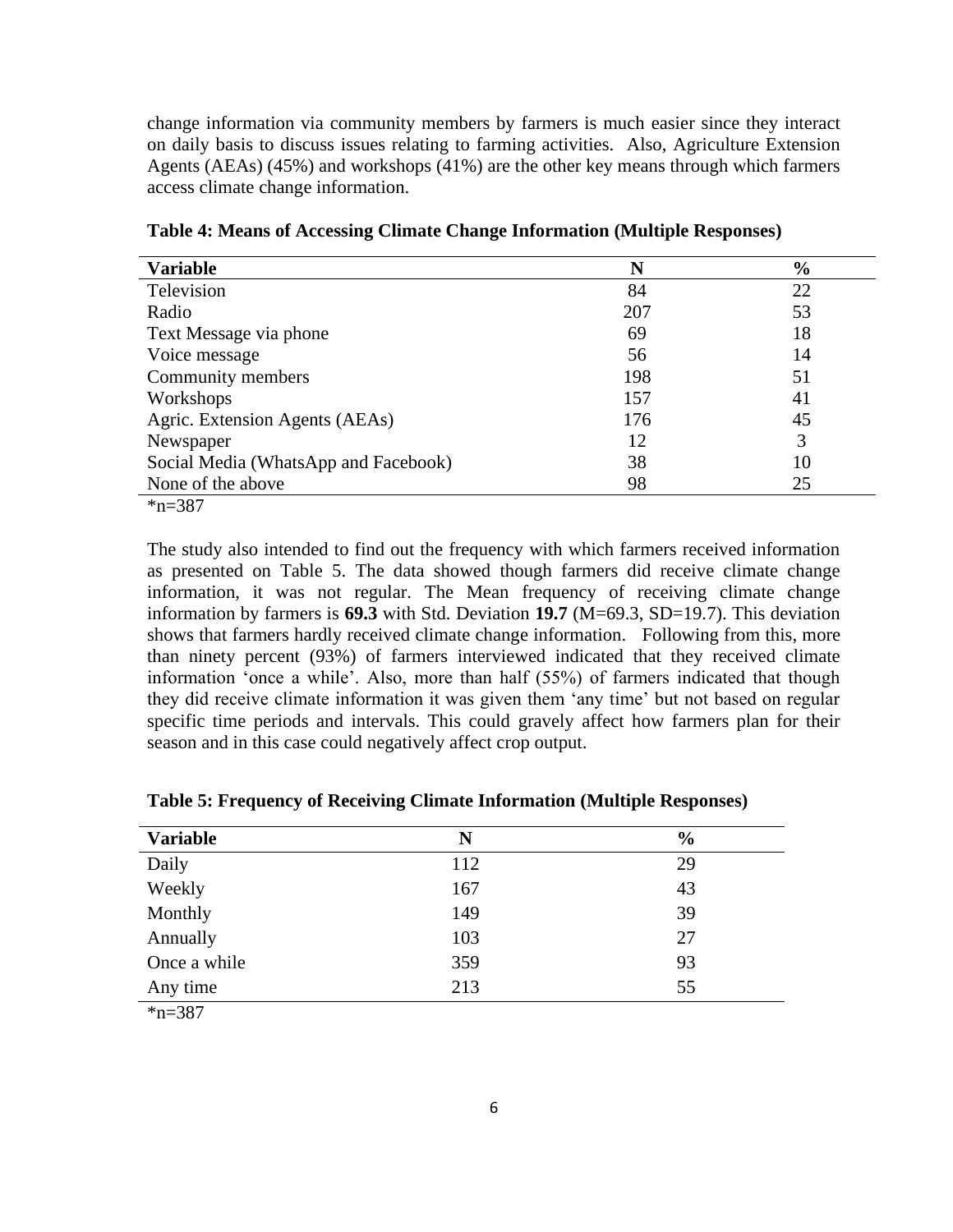change information via community members by farmers is much easier since they interact on daily basis to discuss issues relating to farming activities. Also, Agriculture Extension Agents (AEAs) (45%) and workshops (41%) are the other key means through which farmers access climate change information.

**Table 4: Means of Accessing Climate Change Information (Multiple Responses)**

| Variable | N | % |
|---|---|---|
| Television | 84 | 22 |
| Radio | 207 | 53 |
| Text Message via phone | 69 | 18 |
| Voice message | 56 | 14 |
| Community members | 198 | 51 |
| Workshops | 157 | 41 |
| Agric. Extension Agents (AEAs) | 176 | 45 |
| Newspaper | 12 | 3 |
| Social Media (WhatsApp and Facebook) | 38 | 10 |
| None of the above | 98 | 25 |

*n=387

The study also intended to find out the frequency with which farmers received information as presented on Table 5. The data showed though farmers did receive climate change information, it was not regular. The Mean frequency of receiving climate change information by farmers is **69.3** with Std. Deviation **19.7** (M=69.3, SD=19.7). This deviation shows that farmers hardly received climate change information. Following from this, more than ninety percent (93%) of farmers interviewed indicated that they received climate information 'once a while'. Also, more than half (55%) of farmers indicated that though they did receive climate information it was given them 'any time' but not based on regular specific time periods and intervals. This could gravely affect how farmers plan for their season and in this case could negatively affect crop output.

**Table 5: Frequency of Receiving Climate Information (Multiple Responses)**

| Variable | N | % |
|---|---|---|
| Daily | 112 | 29 |
| Weekly | 167 | 43 |
| Monthly | 149 | 39 |
| Annually | 103 | 27 |
| Once a while | 359 | 93 |
| Any time | 213 | 55 |

*n=387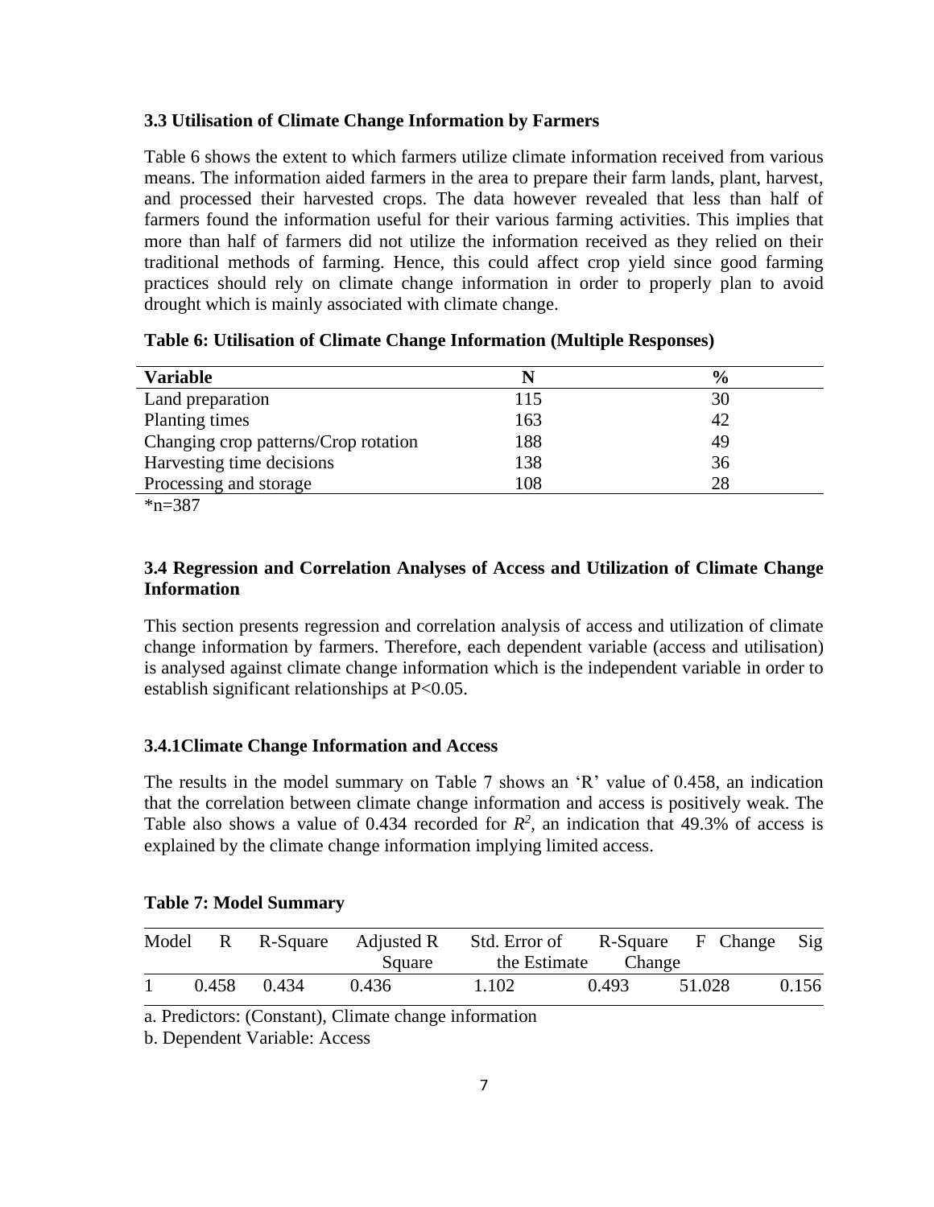### 3.3 Utilisation of Climate Change Information by Farmers

Table 6 shows the extent to which farmers utilize climate information received from various means. The information aided farmers in the area to prepare their farm lands, plant, harvest, and processed their harvested crops. The data however revealed that less than half of farmers found the information useful for their various farming activities. This implies that more than half of farmers did not utilize the information received as they relied on their traditional methods of farming. Hence, this could affect crop yield since good farming practices should rely on climate change information in order to properly plan to avoid drought which is mainly associated with climate change.

**Table 6: Utilisation of Climate Change Information (Multiple Responses)**

| Variable | N | % |
|---|---|---|
| Land preparation | 115 | 30 |
| Planting times | 163 | 42 |
| Changing crop patterns/Crop rotation | 188 | 49 |
| Harvesting time decisions | 138 | 36 |
| Processing and storage | 108 | 28 |

*n=387

### 3.4 Regression and Correlation Analyses of Access and Utilization of Climate Change Information

This section presents regression and correlation analysis of access and utilization of climate change information by farmers. Therefore, each dependent variable (access and utilisation) is analysed against climate change information which is the independent variable in order to establish significant relationships at P<0.05.

#### 3.4.1Climate Change Information and Access

The results in the model summary on Table 7 shows an 'R' value of 0.458, an indication that the correlation between climate change information and access is positively weak. The Table also shows a value of 0.434 recorded for $R^2$, an indication that 49.3% of access is explained by the climate change information implying limited access.

**Table 7: Model Summary**

| Model | R | R-Square | Adjusted R Square | Std. Error of the Estimate | R-Square Change | F Change | Sig |
|---|---|---|---|---|---|---|---|
| 1 | 0.458 | 0.434 | 0.436 | 1.102 | 0.493 | 51.028 | 0.156 |

a. Predictors: (Constant), Climate change information

b. Dependent Variable: Access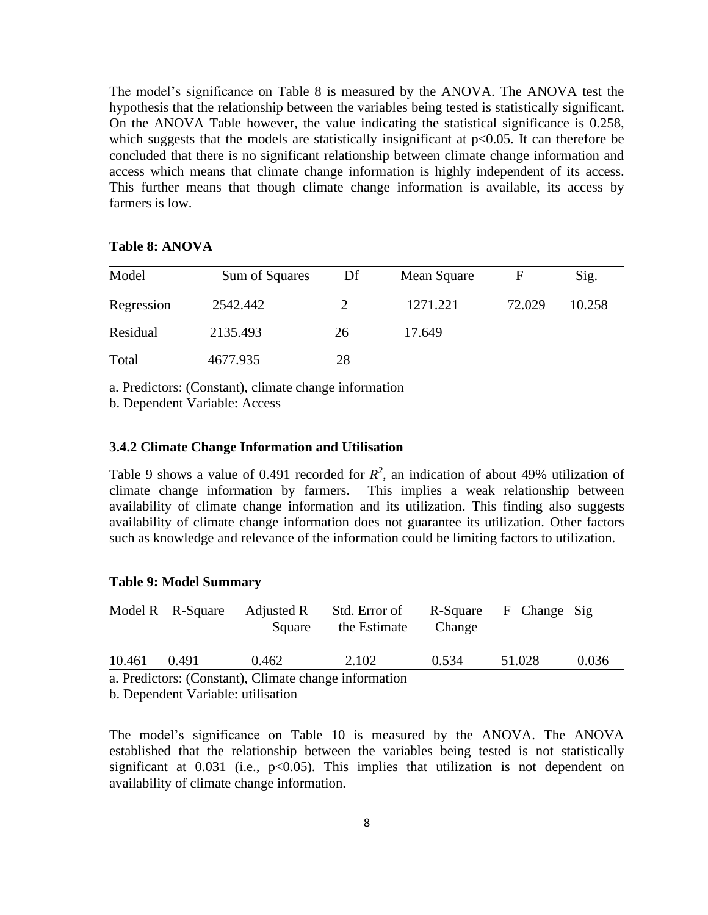The model's significance on Table 8 is measured by the ANOVA. The ANOVA test the hypothesis that the relationship between the variables being tested is statistically significant. On the ANOVA Table however, the value indicating the statistical significance is 0.258, which suggests that the models are statistically insignificant at $p<0.05$. It can therefore be concluded that there is no significant relationship between climate change information and access which means that climate change information is highly independent of its access. This further means that though climate change information is available, its access by farmers is low.

**Table 8: ANOVA**

| Model | Sum of Squares | Df | Mean Square | F | Sig. |
|---|---|---|---|---|---|
| Regression | 2542.442 | 2 | 1271.221 | 72.029 | 10.258 |
| Residual | 2135.493 | 26 | 17.649 | | |
| Total | 4677.935 | 28 | | | |

a. Predictors: (Constant), climate change information

b. Dependent Variable: Access

### 3.4.2 Climate Change Information and Utilisation

Table 9 shows a value of 0.491 recorded for $R^2$, an indication of about 49% utilization of climate change information by farmers. This implies a weak relationship between availability of climate change information and its utilization. This finding also suggests availability of climate change information does not guarantee its utilization. Other factors such as knowledge and relevance of the information could be limiting factors to utilization.

**Table 9: Model Summary**

| Model R | R-Square | Adjusted R Square | Std. Error of the Estimate | R-Square Change | F Change | Sig |
|---|---|---|---|---|---|---|
| 10.461 | 0.491 | 0.462 | 2.102 | 0.534 | 51.028 | 0.036 |

a. Predictors: (Constant), Climate change information

b. Dependent Variable: utilisation

The model's significance on Table 10 is measured by the ANOVA. The ANOVA established that the relationship between the variables being tested is not statistically significant at 0.031 (i.e., $p<0.05$). This implies that utilization is not dependent on availability of climate change information.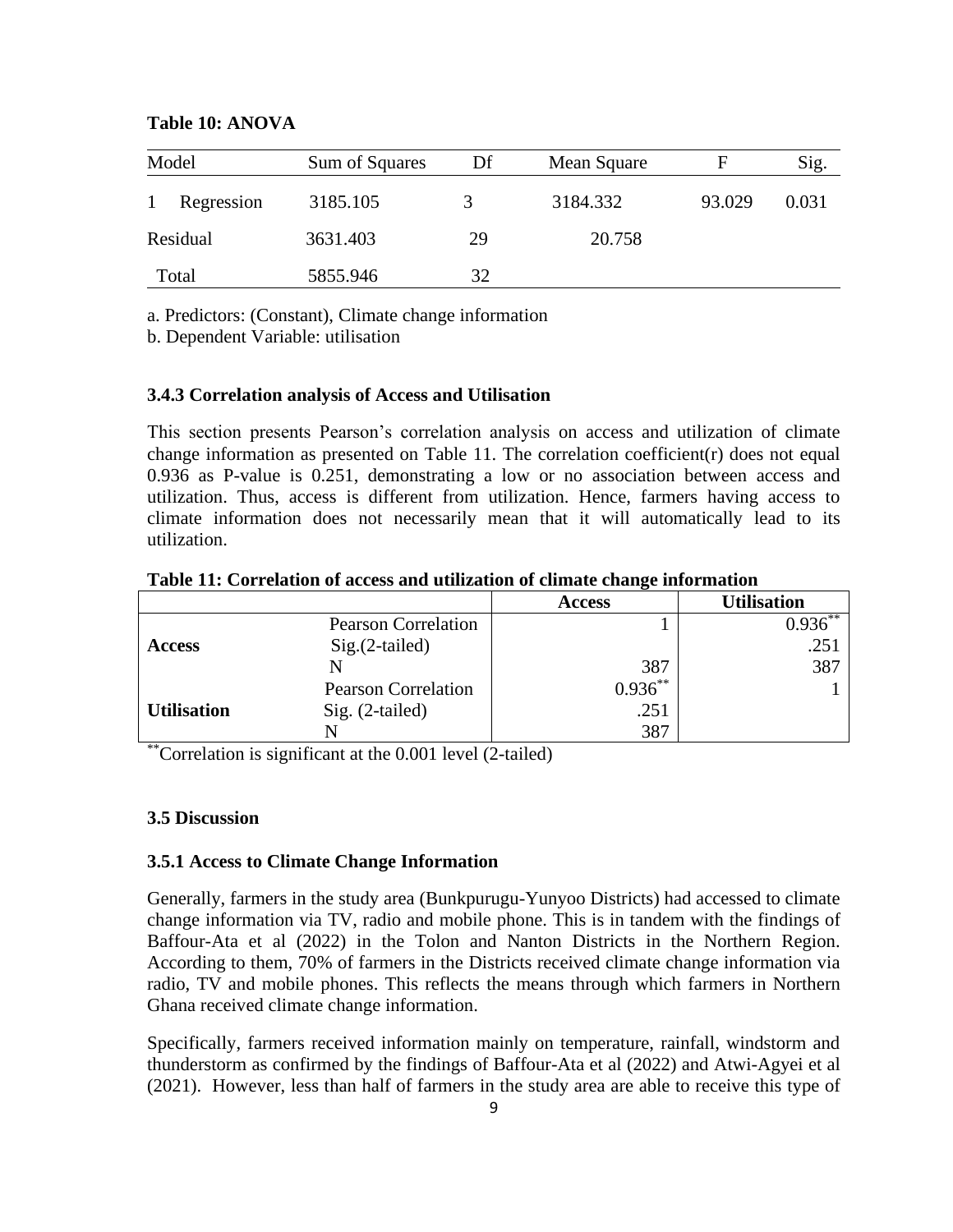**Table 10: ANOVA**

| Model | Sum of Squares | Df | Mean Square | F | Sig. |
|---|---|---|---|---|---|
| 1 Regression | 3185.105 | 3 | 3184.332 | 93.029 | 0.031 |
| Residual | 3631.403 | 29 | 20.758 | | |
| Total | 5855.946 | 32 | | | |

a. Predictors: (Constant), Climate change information

b. Dependent Variable: utilisation

### 3.4.3 Correlation analysis of Access and Utilisation

This section presents Pearson's correlation analysis on access and utilization of climate change information as presented on Table 11. The correlation coefficient(r) does not equal 0.936 as P-value is 0.251, demonstrating a low or no association between access and utilization. Thus, access is different from utilization. Hence, farmers having access to climate information does not necessarily mean that it will automatically lead to its utilization.

**Table 11: Correlation of access and utilization of climate change information**

| | | Access | Utilisation |
|---|---|---|---|
| **Access** | Pearson Correlation | 1 | 0.936** |
| | Sig.(2-tailed) | | .251 |
| | N | 387 | 387 |
| **Utilisation** | Pearson Correlation | 0.936** | 1 |
| | Sig. (2-tailed) | .251 | |
| | N | 387 | |

**Correlation is significant at the 0.001 level (2-tailed)

## 3.5 Discussion

### 3.5.1 Access to Climate Change Information

Generally, farmers in the study area (Bunkpurugu-Yunyoo Districts) had accessed to climate change information via TV, radio and mobile phone. This is in tandem with the findings of Baffour-Ata et al (2022) in the Tolon and Nanton Districts in the Northern Region. According to them, 70% of farmers in the Districts received climate change information via radio, TV and mobile phones. This reflects the means through which farmers in Northern Ghana received climate change information.

Specifically, farmers received information mainly on temperature, rainfall, windstorm and thunderstorm as confirmed by the findings of Baffour-Ata et al (2022) and Atwi-Agyei et al (2021). However, less than half of farmers in the study area are able to receive this type of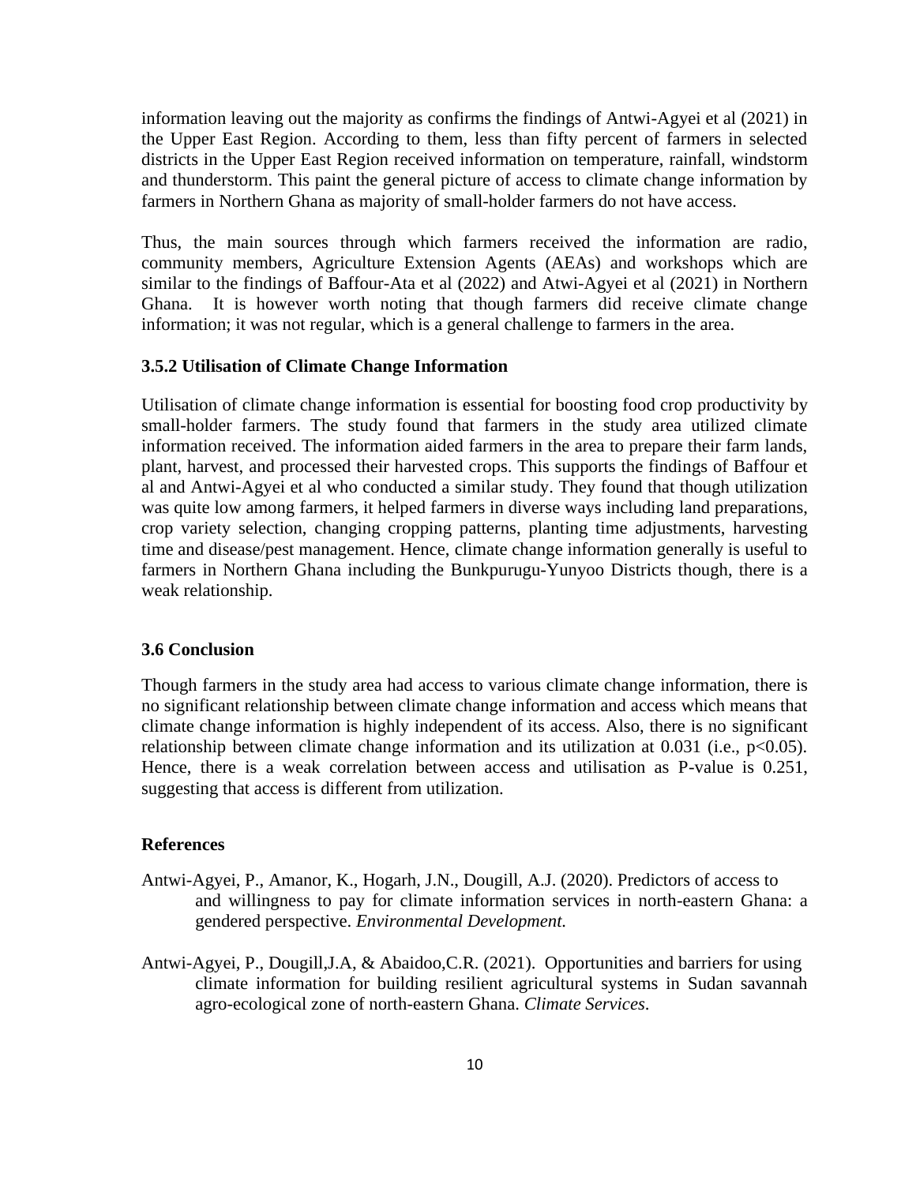information leaving out the majority as confirms the findings of Antwi-Agyei et al (2021) in the Upper East Region. According to them, less than fifty percent of farmers in selected districts in the Upper East Region received information on temperature, rainfall, windstorm and thunderstorm. This paint the general picture of access to climate change information by farmers in Northern Ghana as majority of small-holder farmers do not have access.

Thus, the main sources through which farmers received the information are radio, community members, Agriculture Extension Agents (AEAs) and workshops which are similar to the findings of Baffour-Ata et al (2022) and Atwi-Agyei et al (2021) in Northern Ghana. It is however worth noting that though farmers did receive climate change information; it was not regular, which is a general challenge to farmers in the area.

### 3.5.2 Utilisation of Climate Change Information

Utilisation of climate change information is essential for boosting food crop productivity by small-holder farmers. The study found that farmers in the study area utilized climate information received. The information aided farmers in the area to prepare their farm lands, plant, harvest, and processed their harvested crops. This supports the findings of Baffour et al and Antwi-Agyei et al who conducted a similar study. They found that though utilization was quite low among farmers, it helped farmers in diverse ways including land preparations, crop variety selection, changing cropping patterns, planting time adjustments, harvesting time and disease/pest management. Hence, climate change information generally is useful to farmers in Northern Ghana including the Bunkpurugu-Yunyoo Districts though, there is a weak relationship.

## 3.6 Conclusion

Though farmers in the study area had access to various climate change information, there is no significant relationship between climate change information and access which means that climate change information is highly independent of its access. Also, there is no significant relationship between climate change information and its utilization at 0.031 (i.e., $p<0.05$). Hence, there is a weak correlation between access and utilisation as P-value is 0.251, suggesting that access is different from utilization.

## References

Antwi-Agyei, P., Amanor, K., Hogarh, J.N., Dougill, A.J. (2020). Predictors of access to and willingness to pay for climate information services in north-eastern Ghana: a gendered perspective. *Environmental Development*.

Antwi-Agyei, P., Dougill,J.A, & Abaidoo,C.R. (2021). Opportunities and barriers for using climate information for building resilient agricultural systems in Sudan savannah agro-ecological zone of north-eastern Ghana. *Climate Services*.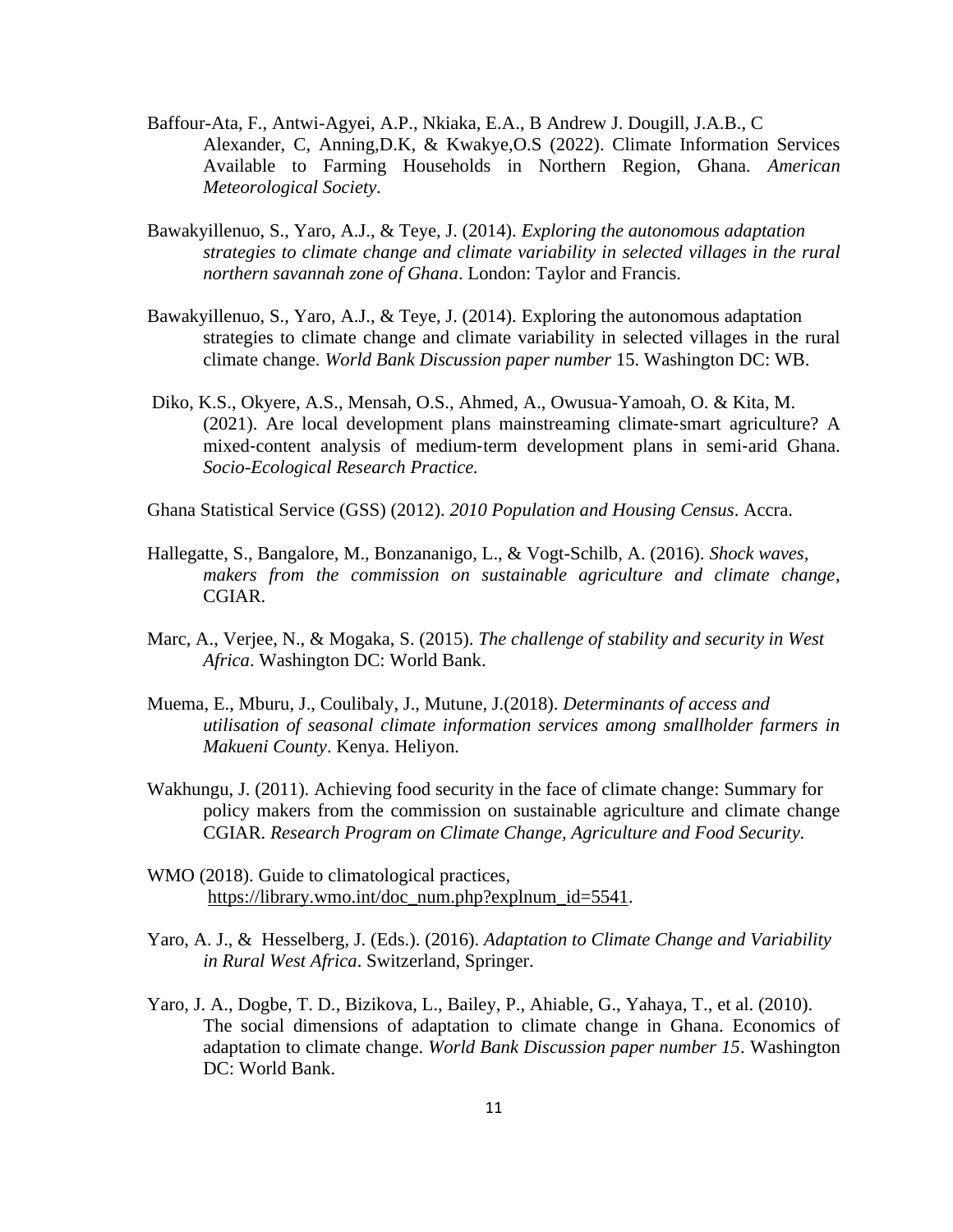Baffour-Ata, F., Antwi-Agyei, A.P., Nkiaka, E.A., B Andrew J. Dougill, J.A.B., C Alexander, C, Anning,D.K, & Kwakye,O.S (2022). Climate Information Services Available to Farming Households in Northern Region, Ghana. *American Meteorological Society*.

Bawakyillenuo, S., Yaro, A.J., & Teye, J. (2014). *Exploring the autonomous adaptation strategies to climate change and climate variability in selected villages in the rural northern savannah zone of Ghana*. London: Taylor and Francis.

Bawakyillenuo, S., Yaro, A.J., & Teye, J. (2014). Exploring the autonomous adaptation strategies to climate change and climate variability in selected villages in the rural climate change. *World Bank Discussion paper number* 15. Washington DC: WB.

Diko, K.S., Okyere, A.S., Mensah, O.S., Ahmed, A., Owusua-Yamoah, O. & Kita, M. (2021). Are local development plans mainstreaming climate-smart agriculture? A mixed-content analysis of medium-term development plans in semi-arid Ghana. *Socio-Ecological Research Practice.*

Ghana Statistical Service (GSS) (2012). *2010 Population and Housing Census*. Accra.

Hallegatte, S., Bangalore, M., Bonzananigo, L., & Vogt-Schilb, A. (2016). *Shock waves, makers from the commission on sustainable agriculture and climate change*, CGIAR.

Marc, A., Verjee, N., & Mogaka, S. (2015). *The challenge of stability and security in West Africa*. Washington DC: World Bank.

Muema, E., Mburu, J., Coulibaly, J., Mutune, J.(2018). *Determinants of access and utilisation of seasonal climate information services among smallholder farmers in Makueni County*. Kenya. Heliyon.

Wakhungu, J. (2011). Achieving food security in the face of climate change: Summary for policy makers from the commission on sustainable agriculture and climate change CGIAR. *Research Program on Climate Change, Agriculture and Food Security*.

WMO (2018). Guide to climatological practices, https://library.wmo.int/doc_num.php?explnum_id=5541.

Yaro, A. J., & Hesselberg, J. (Eds.). (2016). *Adaptation to Climate Change and Variability in Rural West Africa*. Switzerland, Springer.

Yaro, J. A., Dogbe, T. D., Bizikova, L., Bailey, P., Ahiable, G., Yahaya, T., et al. (2010). The social dimensions of adaptation to climate change in Ghana. Economics of adaptation to climate change. *World Bank Discussion paper number 15*. Washington DC: World Bank.